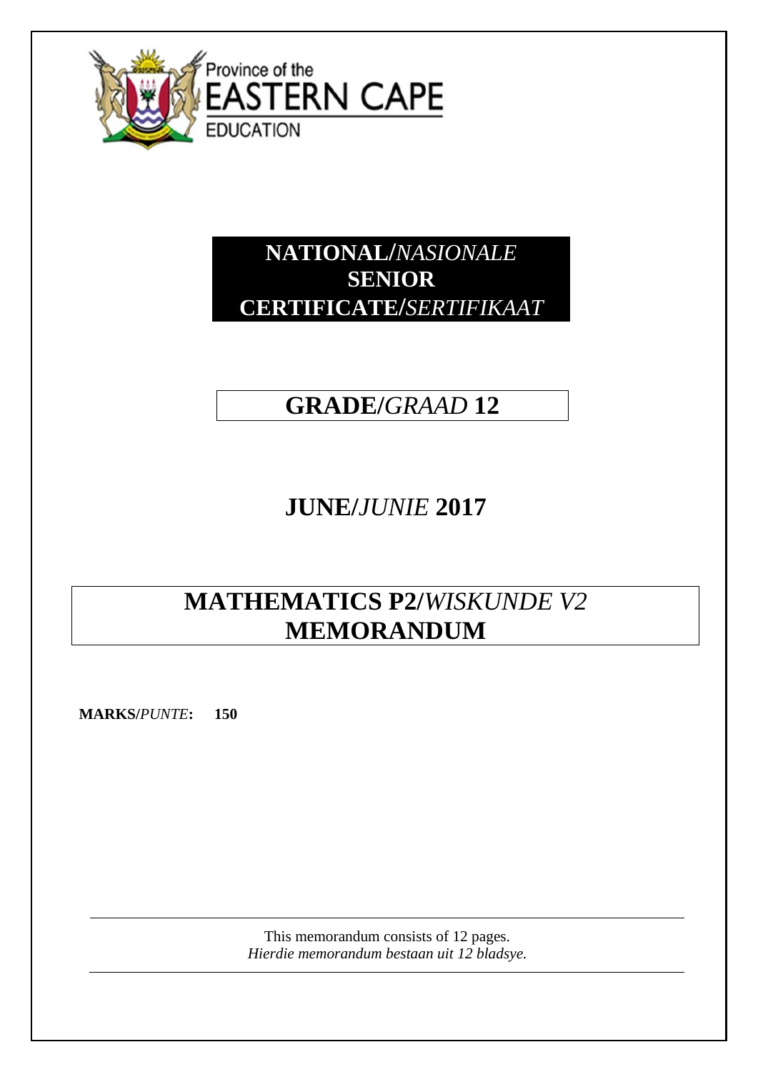Province of the
EASTERN CAPE
EDUCATION

# NATIONAL/*NASIONALE* SENIOR CERTIFICATE/*SERTIFIKAAT*

## GRADE/*GRAAD* 12

## JUNE/*JUNIE* 2017

## MATHEMATICS P2/*WISKUNDE V2* MEMORANDUM

**MARKS/*PUNTE*: 150**

This memorandum consists of 12 pages.
*Hierdie memorandum bestaan uit 12 bladsye.*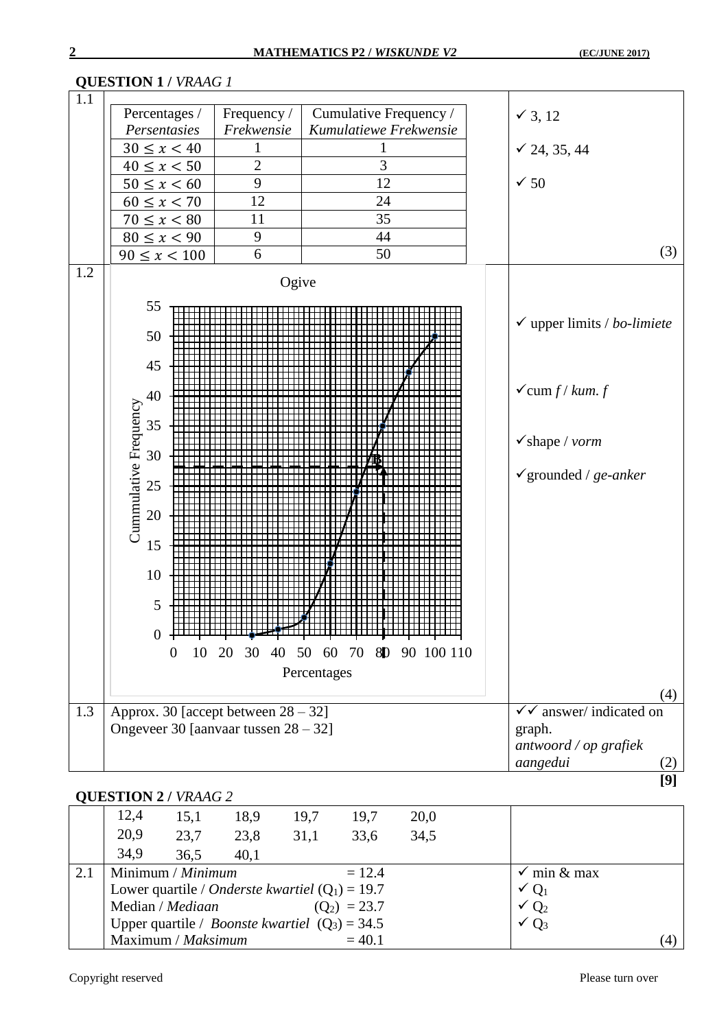**QUESTION 1 /** *VRAAG 1*

**1.1**

| Percentages / *Persentasies* | Frequency / *Frekwensie* | Cumulative Frequency / *Kumulatiewe Frekwensie* |
|---|---|---|
| $30 \leq x < 40$ | 1 | 1 |
| $40 \leq x < 50$ | 2 | 3 |
| $50 \leq x < 60$ | 9 | 12 |
| $60 \leq x < 70$ | 12 | 24 |
| $70 \leq x < 80$ | 11 | 35 |
| $80 \leq x < 90$ | 9 | 44 |
| $90 \leq x < 100$ | 6 | 50 |

✓ 3, 12

✓ 24, 35, 44

✓ 50

(3)

**1.2**

Ogive

(Graph: Cummulative Frequency (0–55) against Percentages (0–110), with points plotted at (30; 0), (40; 1), (50; 3), (60; 12), (70; 24), (80; 35), (90; 44), (100; 50), and dashed lines from 80 on the Percentages axis up to the curve and across to approximately 28 on the Cummulative Frequency axis.)

✓ upper limits / *bo-limiete*

✓cum *f* / *kum. f*

✓shape / *vorm*

✓grounded / *ge-anker*

(4)

**1.3**

Approx. 30 [accept between 28 – 32]
Ongeveer 30 [aanvaar tussen 28 – 32]

✓✓ answer/ indicated on graph.
*antwoord / op grafiek aangedui* (2)

**[9]**

**QUESTION 2 /** *VRAAG 2*

| | | | | | |
|---|---|---|---|---|---|
| 12,4 | 15,1 | 18,9 | 19,7 | 19,7 | 20,0 |
| 20,9 | 23,7 | 23,8 | 31,1 | 33,6 | 34,5 |
| 34,9 | 36,5 | 40,1 | | | |

**2.1**

Minimum / *Minimum* = 12.4
Lower quartile / *Onderste kwartiel* ($Q_1$) = 19.7
Median / *Mediaan* ($Q_2$) = 23.7
Upper quartile / *Boonste kwartiel* ($Q_3$) = 34.5
Maximum / *Maksimum* = 40.1

✓ min & max
✓ $Q_1$
✓ $Q_2$
✓ $Q_3$

(4)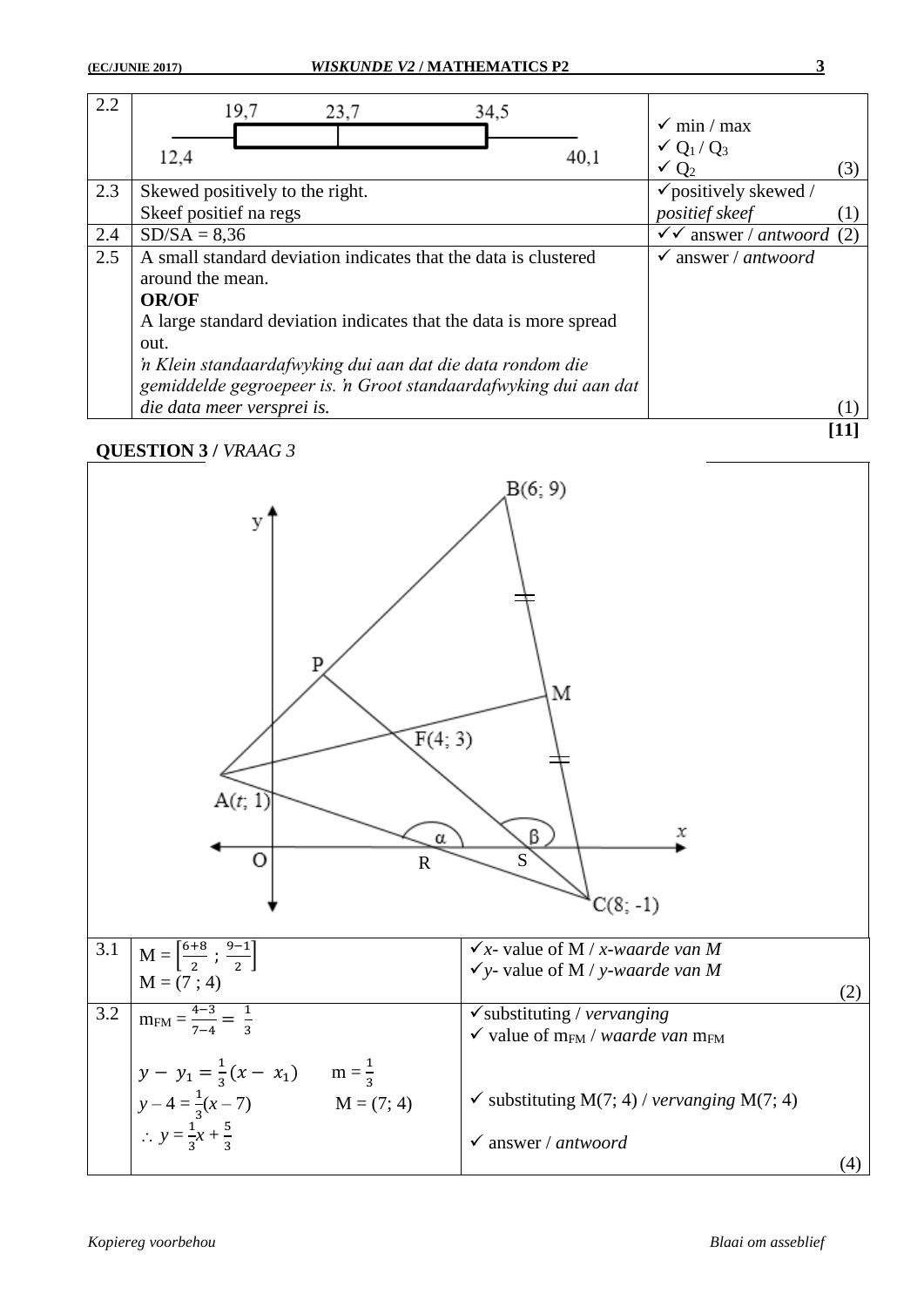| | | |
|---|---|---|
| 2.2 | Box plot: 12,4; 19,7; 23,7; 34,5; 40,1 | ✓ min / max<br>✓ $Q_1$ / $Q_3$<br>✓ $Q_2$ (3) |
| 2.3 | Skewed positively to the right.<br>Skeef positief na regs | ✓positively skewed / *positief skeef* (1) |
| 2.4 | SD/SA = 8,36 | ✓✓ answer / *antwoord* (2) |
| 2.5 | A small standard deviation indicates that the data is clustered around the mean.<br>**OR/OF**<br>A large standard deviation indicates that the data is more spread out.<br>*'n Klein standaardafwyking dui aan dat die data rondom die gemiddelde gegroepeer is. 'n Groot standaardafwyking dui aan dat die data meer versprei is.* | ✓ answer / *antwoord* (1) |

**[11]**

## QUESTION 3 / *VRAAG 3*

(Diagram: A($t$; 1), B(6; 9), C(8; -1), F(4; 3), M midpoint of BC, P on AB, R and S on x-axis, angles α and β, O origin)

| | | |
|---|---|---|
| 3.1 | $M = \left[\frac{6+8}{2}\ ;\ \frac{9-1}{2}\right]$<br>$M = (7\ ;\ 4)$ | ✓$x$- value of M / *x-waarde van M*<br>✓$y$- value of M / *y-waarde van M* (2) |
| 3.2 | $m_{FM} = \frac{4-3}{7-4} = \frac{1}{3}$<br><br>$y - y_1 = \frac{1}{3}(x - x_1)$ $\quad m = \frac{1}{3}$<br>$y - 4 = \frac{1}{3}(x - 7)$ $\quad M = (7; 4)$<br>$\therefore y = \frac{1}{3}x + \frac{5}{3}$ | ✓substituting / *vervanging*<br>✓ value of $m_{FM}$ / *waarde van* $m_{FM}$<br><br>✓ substituting M(7; 4) / *vervanging* M(7; 4)<br><br>✓ answer / *antwoord* (4) |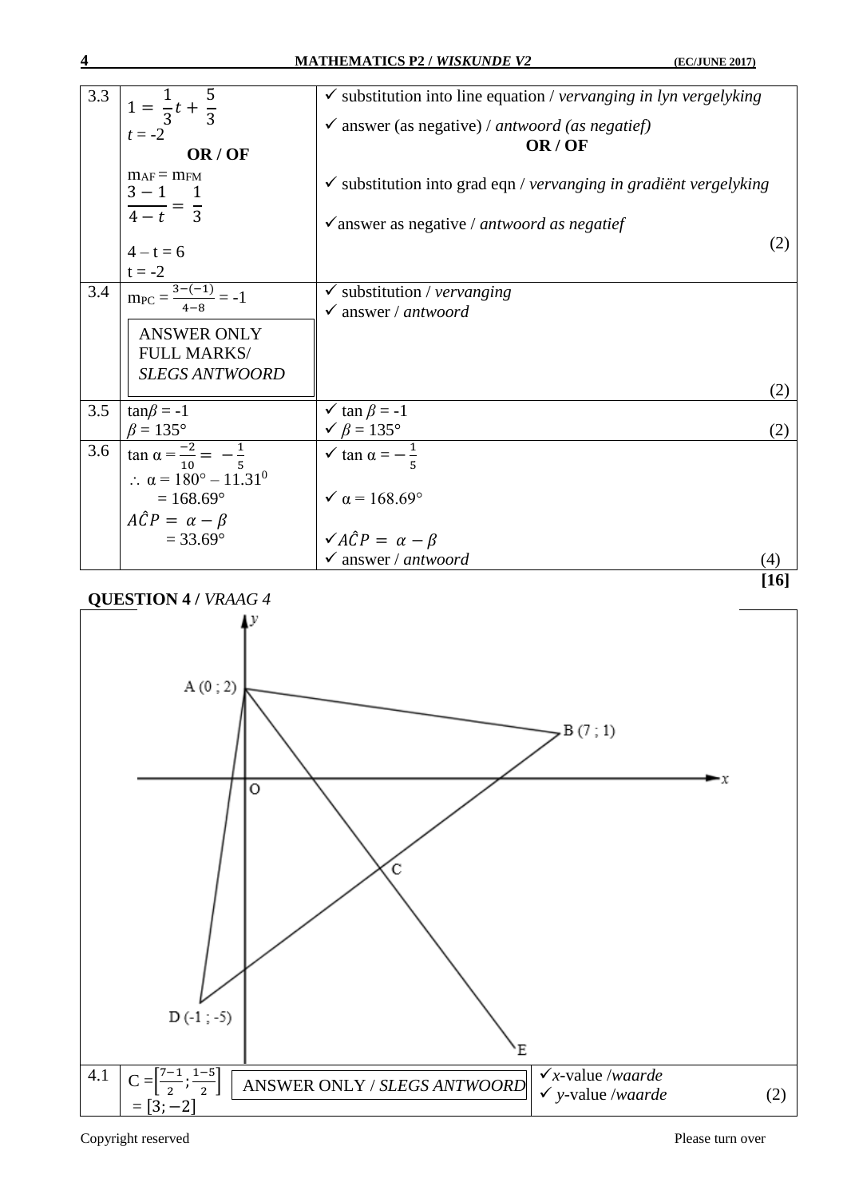| | | |
|---|---|---|
| 3.3 | $1 = \frac{1}{3}t + \frac{5}{3}$<br>$t = -2$<br>**OR / OF**<br>$m_{AF} = m_{FM}$<br>$\frac{3-1}{4-t} = \frac{1}{3}$<br>$4 - t = 6$<br>$t = -2$ | ✓ substitution into line equation / *vervanging in lyn vergelyking*<br>✓ answer (as negative) / *antwoord (as negatief)*<br>**OR / OF**<br>✓ substitution into grad eqn / *vervanging in gradiënt vergelyking*<br>✓answer as negative / *antwoord as negatief*<br>(2) |
| 3.4 | $m_{PC} = \frac{3-(-1)}{4-8} = -1$<br>ANSWER ONLY FULL MARKS/ *SLEGS ANTWOORD* | ✓ substitution / *vervanging*<br>✓ answer / *antwoord*<br>(2) |
| 3.5 | $\tan\beta = -1$<br>$\beta = 135°$ | ✓ $\tan\beta = -1$<br>✓ $\beta = 135°$<br>(2) |
| 3.6 | $\tan\alpha = \frac{-2}{10} = -\frac{1}{5}$<br>$\therefore \alpha = 180° - 11.31^0$<br>$= 168.69°$<br>$A\hat{C}P = \alpha - \beta$<br>$= 33.69°$ | ✓ $\tan\alpha = -\frac{1}{5}$<br>✓ $\alpha = 168.69°$<br>✓$A\hat{C}P = \alpha - \beta$<br>✓ answer / *antwoord*<br>(4) |
| | | **[16]** |

**QUESTION 4 /** *VRAAG 4*

| | | |
|---|---|---|
| 4.1 | $C = \left[\frac{7-1}{2}; \frac{1-5}{2}\right]$<br>$= [3; -2]$<br>ANSWER ONLY / *SLEGS ANTWOORD* | ✓$x$-value /*waarde*<br>✓ $y$-value /*waarde*<br>(2) |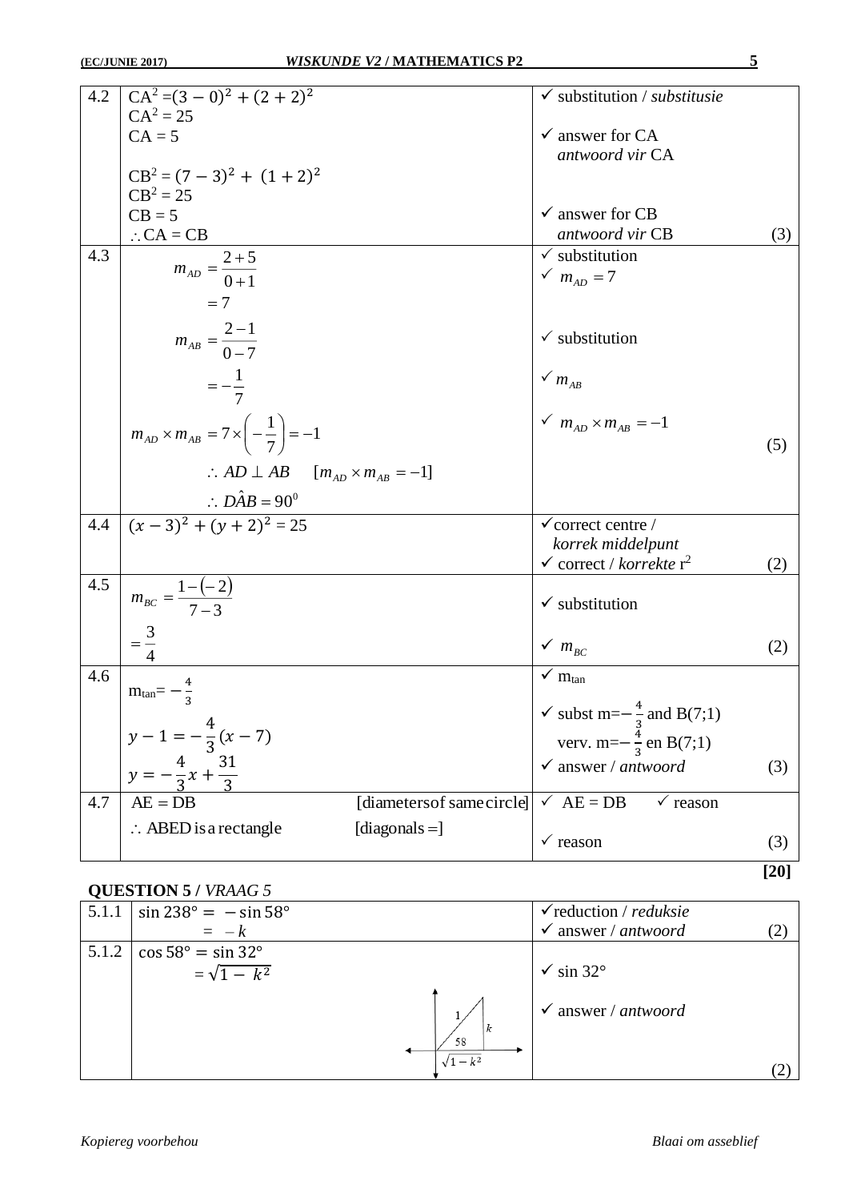| | | | |
|---|---|---|---|
| 4.2 | $CA^2 = (3-0)^2 + (2+2)^2$<br>$CA^2 = 25$<br>$CA = 5$<br><br>$CB^2 = (7-3)^2 + (1+2)^2$<br>$CB^2 = 25$<br>$CB = 5$<br>$\therefore CA = CB$ | ✓ substitution / *substitusie*<br><br>✓ answer for CA<br>*antwoord vir* CA<br><br><br>✓ answer for CB<br>*antwoord vir* CB | (3) |
| 4.3 | $m_{AD} = \frac{2+5}{0+1}$<br>$= 7$<br><br>$m_{AB} = \frac{2-1}{0-7}$<br>$= -\frac{1}{7}$<br><br>$m_{AD} \times m_{AB} = 7 \times \left(-\frac{1}{7}\right) = -1$<br>$\therefore AD \perp AB \quad [m_{AD} \times m_{AB} = -1]$<br>$\therefore D\hat{A}B = 90^0$ | ✓ substitution<br>✓ $m_{AD} = 7$<br><br>✓ substitution<br><br>✓ $m_{AB}$<br><br>✓ $m_{AD} \times m_{AB} = -1$ | (5) |
| 4.4 | $(x-3)^2 + (y+2)^2 = 25$ | ✓ correct centre / *korrek middelpunt*<br>✓ correct / *korrekte* $r^2$ | (2) |
| 4.5 | $m_{BC} = \frac{1-(-2)}{7-3}$<br>$= \frac{3}{4}$ | ✓ substitution<br><br>✓ $m_{BC}$ | (2) |
| 4.6 | $m_{tan} = -\frac{4}{3}$<br><br>$y - 1 = -\frac{4}{3}(x-7)$<br>$y = -\frac{4}{3}x + \frac{31}{3}$ | ✓ $m_{tan}$<br>✓ subst $m = -\frac{4}{3}$ and B(7;1)<br>verv. $m = -\frac{4}{3}$ en B(7;1)<br>✓ answer / *antwoord* | (3) |
| 4.7 | AE = DB [diameters of same circle]<br>$\therefore$ ABED is a rectangle [diagonals =] | ✓ AE = DB ✓ reason<br><br>✓ reason | (3) |

**[20]**

## QUESTION 5 / *VRAAG 5*

| | | | |
|---|---|---|---|
| 5.1.1 | $\sin 238° = -\sin 58°$<br>$= -k$ | ✓ reduction / *reduksie*<br>✓ answer / *antwoord* | (2) |
| 5.1.2 | $\cos 58° = \sin 32°$<br>$= \sqrt{1-k^2}$<br><br>[Diagram: right triangle with hypotenuse 1, opposite side $k$, angle 58, adjacent side $\sqrt{1-k^2}$] | ✓ sin 32°<br><br>✓ answer / *antwoord* | (2) |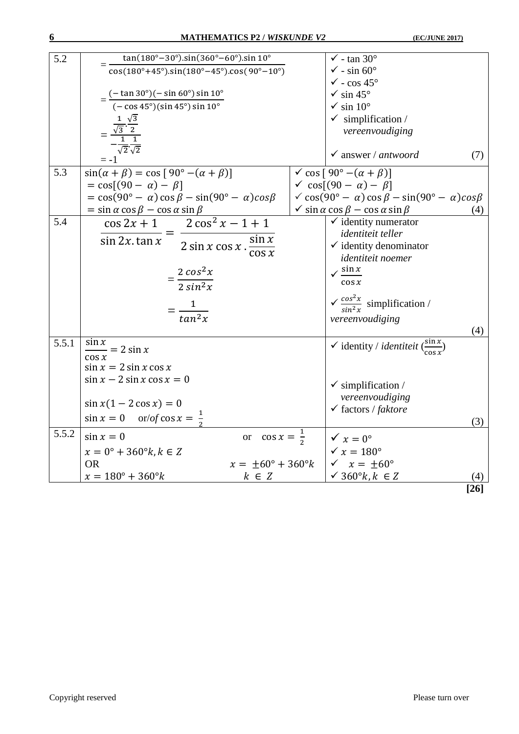| | | |
|---|---|---|
| 5.2 | $=\dfrac{\tan(180°-30°).\sin(360°-60°).\sin 10°}{\cos(180°+45°).\sin(180°-45°).\cos(90°-10°)}$<br><br>$=\dfrac{(-\tan 30°)(-\sin 60°)\sin 10°}{(-\cos 45°)(\sin 45°)\sin 10°}$<br><br>$=\dfrac{\frac{1}{\sqrt{3}}.\frac{\sqrt{3}}{2}}{-\frac{1}{\sqrt{2}}.\frac{1}{\sqrt{2}}}$<br><br>$= -1$ | ✓ $-\tan 30°$<br>✓ $-\sin 60°$<br>✓ $-\cos 45°$<br>✓ $\sin 45°$<br>✓ $\sin 10°$<br>✓ simplification / *vereenvoudiging*<br><br>✓ answer / *antwoord* (7) |
| 5.3 | $\sin(\alpha+\beta) = \cos[\,90° -(\alpha+\beta)]$<br>$= \cos[(90-\alpha)-\beta]$<br>$= \cos(90°-\alpha)\cos\beta - \sin(90°-\alpha)\cos\beta$<br>$= \sin\alpha\cos\beta - \cos\alpha\sin\beta$ | ✓ $\cos[\,90° -(\alpha+\beta)]$<br>✓ $\cos[(90-\alpha)-\beta]$<br>✓ $\cos(90°-\alpha)\cos\beta - \sin(90°-\alpha)\cos\beta$<br>✓ $\sin\alpha\cos\beta - \cos\alpha\sin\beta$ (4) |
| 5.4 | $\dfrac{\cos 2x + 1}{\sin 2x.\tan x} = \dfrac{2\cos^2 x - 1 + 1}{2\sin x\cos x.\dfrac{\sin x}{\cos x}}$<br><br>$= \dfrac{2\cos^2 x}{2\sin^2 x}$<br><br>$= \dfrac{1}{\tan^2 x}$ | ✓ identity numerator *identiteit teller*<br>✓ identity denominator *identiteit noemer*<br>✓ $\dfrac{\sin x}{\cos x}$<br>✓ $\dfrac{\cos^2 x}{\sin^2 x}$ simplification / *vereenvoudiging*<br><br>(4) |
| 5.5.1 | $\dfrac{\sin x}{\cos x} = 2\sin x$<br>$\sin x = 2\sin x\cos x$<br>$\sin x - 2\sin x\cos x = 0$<br><br>$\sin x(1 - 2\cos x) = 0$<br>$\sin x = 0$ or/*of* $\cos x = \frac{1}{2}$ | ✓ identity / *identiteit* $(\frac{\sin x}{\cos x})$<br><br>✓ simplification / *vereenvoudiging*<br>✓ factors / *faktore*<br><br>(3) |
| 5.5.2 | $\sin x = 0$ or $\cos x = \frac{1}{2}$<br>$x = 0° + 360°k, k \in Z$<br>OR $x = \pm 60° + 360°k$<br>$x = 180° + 360°k$ $k \in Z$ | ✓ $x = 0°$<br>✓ $x = 180°$<br>✓ $x = \pm 60°$<br>✓ $360°k, k \in Z$ (4) |
| | | **[26]** |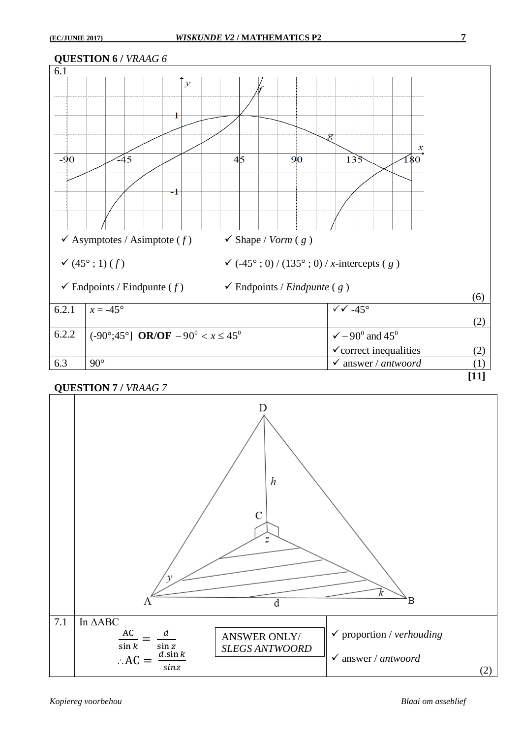## QUESTION 6 / *VRAAG 6*

| | | | |
|---|---|---|---|
| 6.1 | ✓ Asymptotes / Asimptote ( $f$ ) ✓ $(45°; 1)$ ( $f$ ) ✓ Endpoints / Eindpunte ( $f$ ) ✓ Shape / *Vorm* ( $g$ ) ✓ $(-45°; 0)$ / $(135°; 0)$ / $x$-intercepts ( $g$ ) ✓ Endpoints / *Eindpunte* ( $g$ ) | | (6) |
| 6.2.1 | $x = -45°$ | ✓✓ $-45°$ | (2) |
| 6.2.2 | $(-90°;45°]$ **OR/OF** $-90^0 < x \leq 45^0$ | ✓ $-90^0$ and $45^0$ ✓correct inequalities | (2) |
| 6.3 | $90°$ | ✓ answer / *antwoord* | (1) |

**[11]**

## QUESTION 7 / *VRAAG 7*

| | | | |
|---|---|---|---|
| 7.1 | In $\Delta$ABC $$\frac{\text{AC}}{\sin k} = \frac{d}{\sin z}$$ $$\therefore \text{AC} = \frac{d.\sin k}{\sin z}$$ ANSWER ONLY/ *SLEGS ANTWOORD* | ✓ proportion / *verhouding* ✓ answer / *antwoord* | (2) |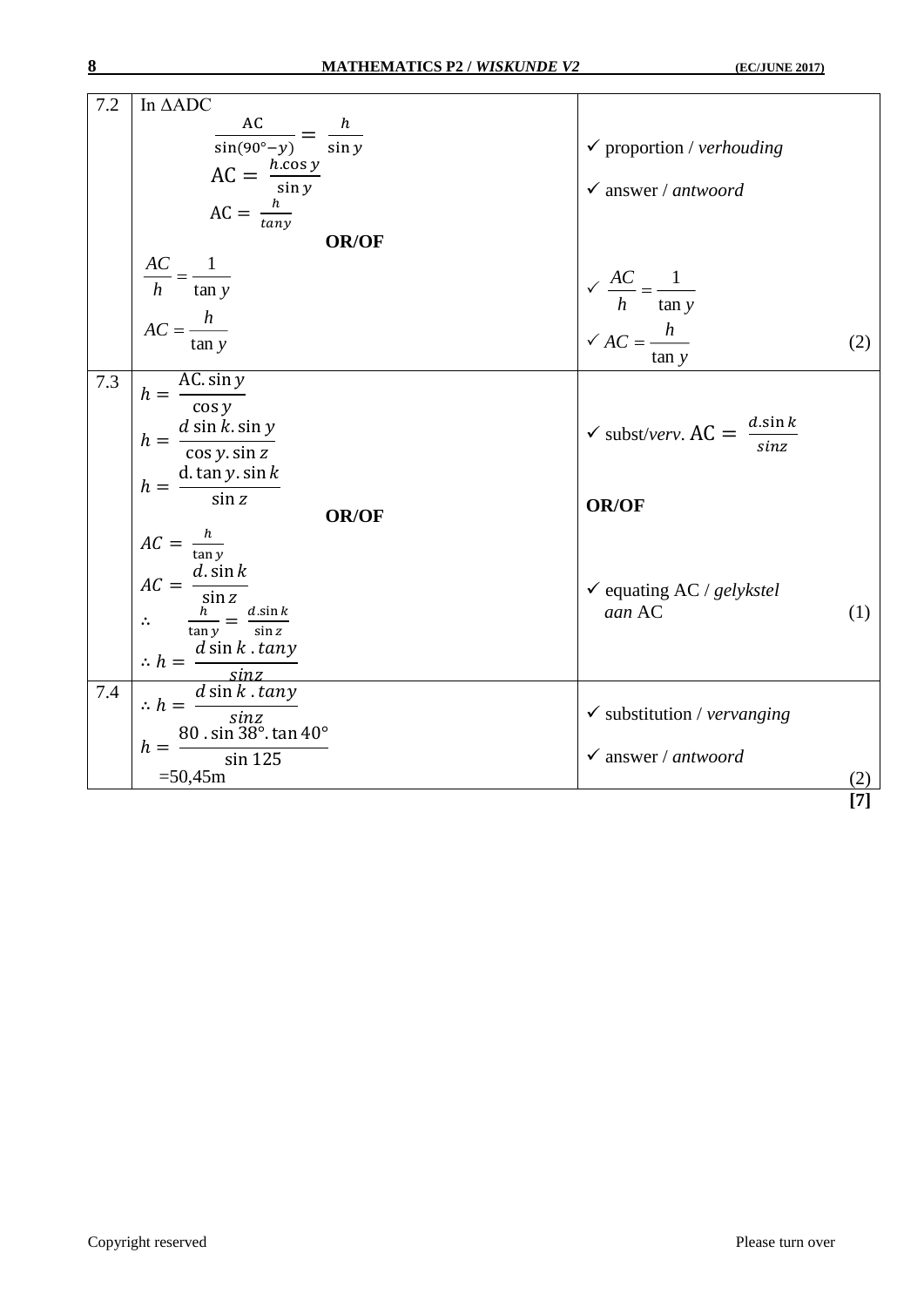| | | |
|---|---|---|
| 7.2 | In $\Delta$ADC<br>$\frac{AC}{\sin(90°-y)} = \frac{h}{\sin y}$<br>$AC = \frac{h.\cos y}{\sin y}$<br>$AC = \frac{h}{tan y}$<br>**OR/OF**<br>$\frac{AC}{h} = \frac{1}{\tan y}$<br>$AC = \frac{h}{\tan y}$ | ✓ proportion / *verhouding*<br>✓ answer / *antwoord*<br><br>✓ $\frac{AC}{h} = \frac{1}{\tan y}$<br>✓ $AC = \frac{h}{\tan y}$ (2) |
| 7.3 | $h = \frac{AC.\sin y}{\cos y}$<br>$h = \frac{d \sin k.\sin y}{\cos y.\sin z}$<br>$h = \frac{d.\tan y.\sin k}{\sin z}$<br>**OR/OF**<br>$AC = \frac{h}{\tan y}$<br>$AC = \frac{d.\sin k}{\sin z}$<br>$\therefore \quad \frac{h}{\tan y} = \frac{d.\sin k}{\sin z}$<br>$\therefore h = \frac{d \sin k . tan y}{sin z}$ | ✓ subst/*verv*. $AC = \frac{d.\sin k}{sin z}$<br><br>**OR/OF**<br><br>✓ equating AC / *gelykstel aan* AC (1) |
| 7.4 | $\therefore h = \frac{d \sin k . tan y}{sin z}$<br>$h = \frac{80 . \sin 38°. \tan 40°}{\sin 125}$<br>=50,45m | ✓ substitution / *vervanging*<br>✓ answer / *antwoord*<br>(2) |
| | | **[7]** |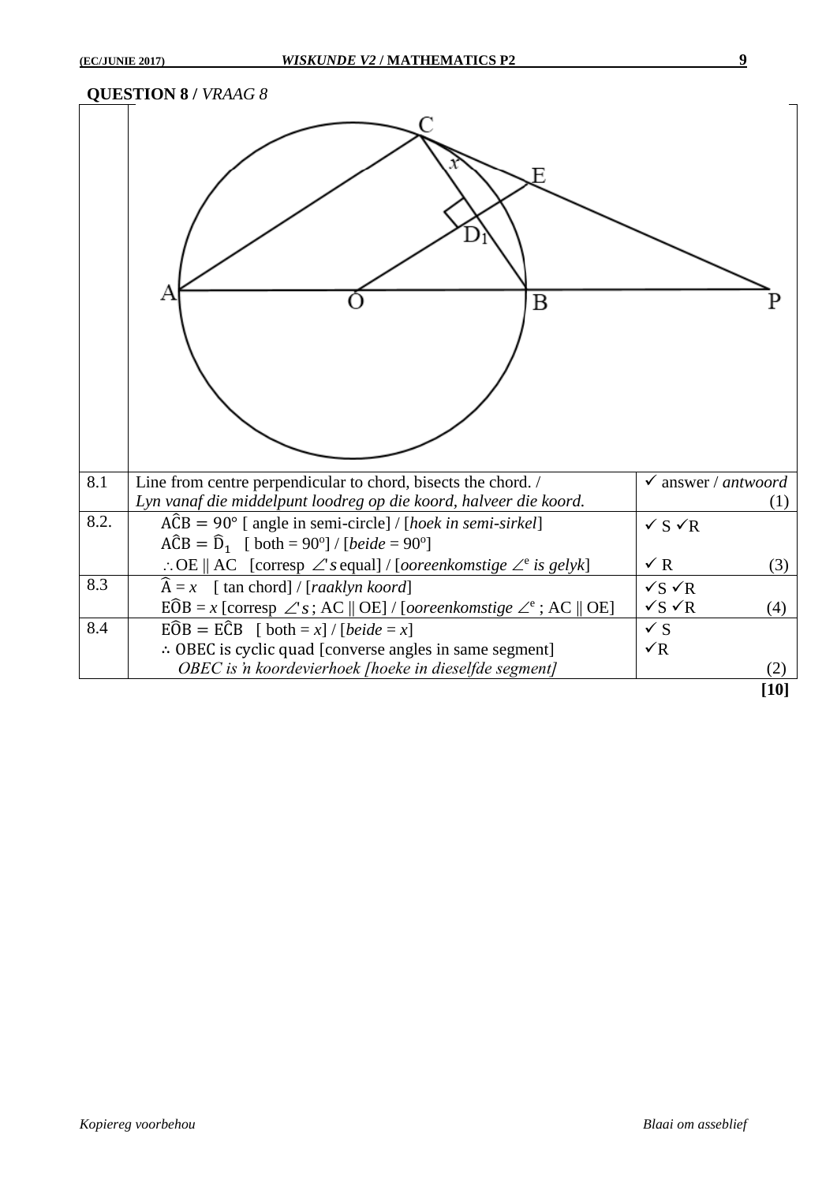## QUESTION 8 / *VRAAG 8*

| | | |
|---|---|---|
| 8.1 | Line from centre perpendicular to chord, bisects the chord. / *Lyn vanaf die middelpunt loodreg op die koord, halveer die koord.* | ✓ answer / *antwoord* (1) |
| 8.2. | $A\hat{C}B = 90°$ [ angle in semi-circle] / [*hoek in semi-sirkel*] <br> $A\hat{C}B = \hat{D}_1$ [ both = 90º] / [*beide* = 90º] <br> $\therefore$ OE ∥ AC [corresp ∠'s equal] / [*ooreenkomstige* ∠$^e$ *is gelyk*] | ✓ S ✓R <br><br> ✓ R (3) |
| 8.3 | $\hat{A} = x$ [ tan chord] / [*raaklyn koord*] <br> $E\hat{O}B = x$ [corresp ∠'s ; AC ∥ OE] / [*ooreenkomstige* ∠$^e$ ; AC ∥ OE] | ✓S ✓R <br> ✓S ✓R (4) |
| 8.4 | $E\hat{O}B = E\hat{C}B$ [ both = $x$] / [*beide* = $x$] <br> $\therefore$ OBEC is cyclic quad [converse angles in same segment] <br> *OBEC is 'n koordevierhoek [hoeke in dieselfde segment]* | ✓ S <br> ✓R <br> (2) |

**[10]**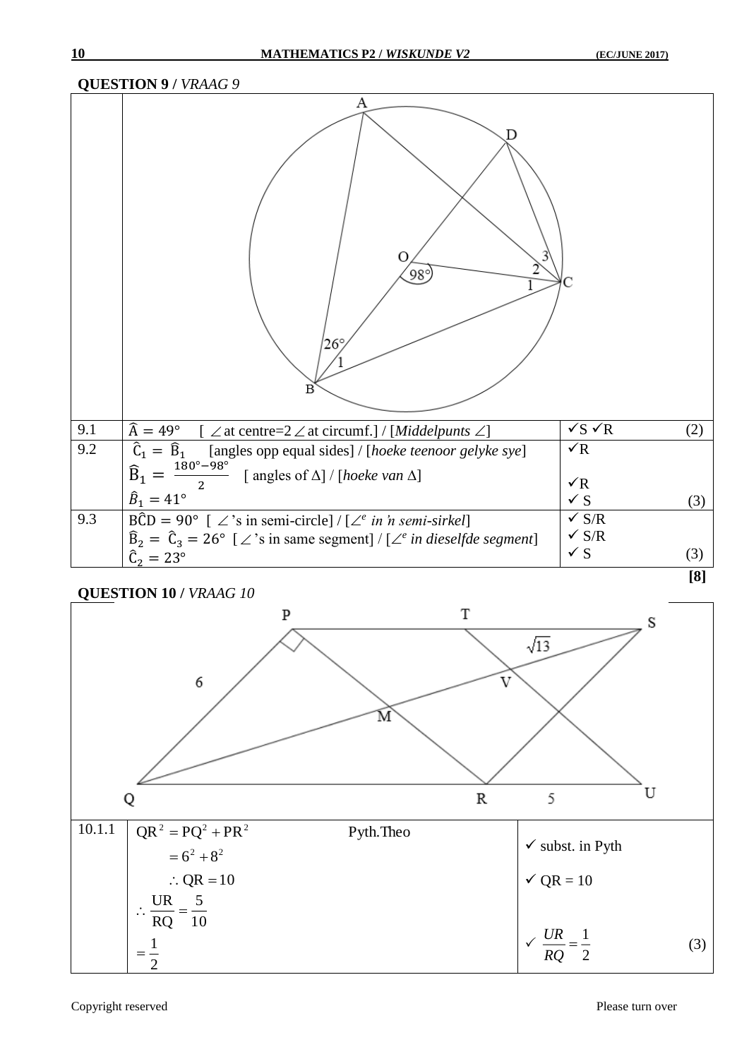**QUESTION 9 /** *VRAAG 9*

| | | | |
|---|---|---|---|
| 9.1 | $\hat{A} = 49°$ [ ∠ at centre=2∠ at circumf.] / [*Middelpunts* ∠] | ✓S ✓R | (2) |
| 9.2 | $\hat{C}_1 = \hat{B}_1$ [angles opp equal sides] / [*hoeke teenoor gelyke sye*] <br> $\hat{B}_1 = \frac{180° - 98°}{2}$ [ angles of Δ] / [*hoeke van* Δ] <br> $\hat{B}_1 = 41°$ | ✓R <br> ✓R <br> ✓ S | (3) |
| 9.3 | $B\hat{C}D = 90°$ [ ∠'s in semi-circle] / [∠*e in 'n semi-sirkel*] <br> $\hat{B}_2 = \hat{C}_3 = 26°$ [∠'s in same segment] / [∠*e in dieselfde segment*] <br> $\hat{C}_2 = 23°$ | ✓ S/R <br> ✓ S/R <br> ✓ S | (3) |

**[8]**

**QUESTION 10 /** *VRAAG 10*

| | | | |
|---|---|---|---|
| 10.1.1 | $QR^2 = PQ^2 + PR^2$ Pyth.Theo <br> $= 6^2 + 8^2$ <br> $\therefore QR = 10$ <br> $\therefore \frac{UR}{RQ} = \frac{5}{10}$ <br> $= \frac{1}{2}$ | ✓ subst. in Pyth <br> ✓ QR = 10 <br> ✓ $\frac{UR}{RQ} = \frac{1}{2}$ | (3) |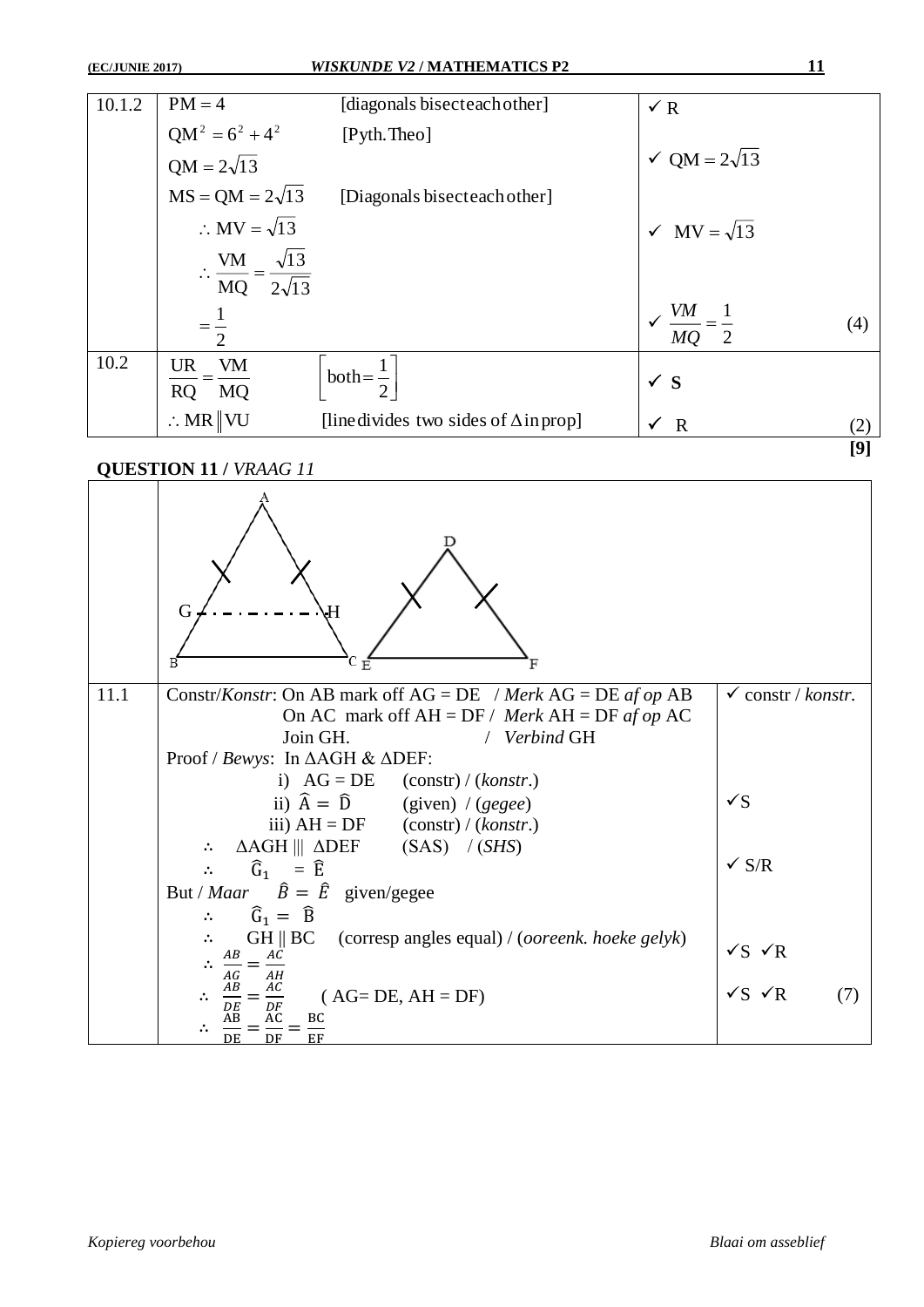| 10.1.2 | $PM = 4$ [diagonals bisect each other]<br>$QM^2 = 6^2 + 4^2$ [Pyth.Theo]<br>$QM = 2\sqrt{13}$<br>$MS = QM = 2\sqrt{13}$ [Diagonals bisect each other]<br>$\therefore MV = \sqrt{13}$<br>$\therefore \frac{VM}{MQ} = \frac{\sqrt{13}}{2\sqrt{13}}$<br>$= \frac{1}{2}$ | ✓ R<br>✓ $QM = 2\sqrt{13}$<br>✓ $MV = \sqrt{13}$<br>✓ $\frac{VM}{MQ} = \frac{1}{2}$ (4) |
|---|---|---|
| 10.2 | $\frac{UR}{RQ} = \frac{VM}{MQ}$ $\left[\text{both} = \frac{1}{2}\right]$<br>$\therefore MR \parallel VU$ [line divides two sides of $\Delta$ in prop] | ✓ **S**<br>✓ R (2) |

**[9]**

**QUESTION 11 /** *VRAAG 11*

| | (Diagram: triangle ABC with G on AB and H on AC, GH dashed; triangle DEF) | |
|---|---|---|
| 11.1 | Constr/*Konstr*: On AB mark off AG = DE / *Merk* AG = DE *af op* AB<br>On AC mark off AH = DF / *Merk* AH = DF *af op* AC<br>Join GH. / *Verbind* GH<br>Proof / *Bewys*: In $\Delta AGH$ & $\Delta DEF$:<br>i) $AG = DE$ (constr) / (*konstr*.)<br>ii) $\hat{A} = \hat{D}$ (given) / (*gegee*)<br>iii) $AH = DF$ (constr) / (*konstr*.)<br>$\therefore$ $\Delta AGH \parallel\!\mid \Delta DEF$ (SAS) / (*SHS*)<br>$\therefore$ $\hat{G}_1 = \hat{E}$<br>But / *Maar* $\hat{B} = \hat{E}$ given/gegee<br>$\therefore$ $\hat{G}_1 = \hat{B}$<br>$\therefore$ GH ∥ BC (corresp angles equal) / (*ooreenk. hoeke gelyk*)<br>$\therefore \frac{AB}{AG} = \frac{AC}{AH}$<br>$\therefore \frac{AB}{DE} = \frac{AC}{DF}$ ( AG= DE, AH = DF)<br>$\therefore \frac{AB}{DE} = \frac{AC}{DF} = \frac{BC}{EF}$ | ✓ constr / *konstr*.<br>✓S<br>✓ S/R<br>✓S ✓R<br>✓S ✓R (7) |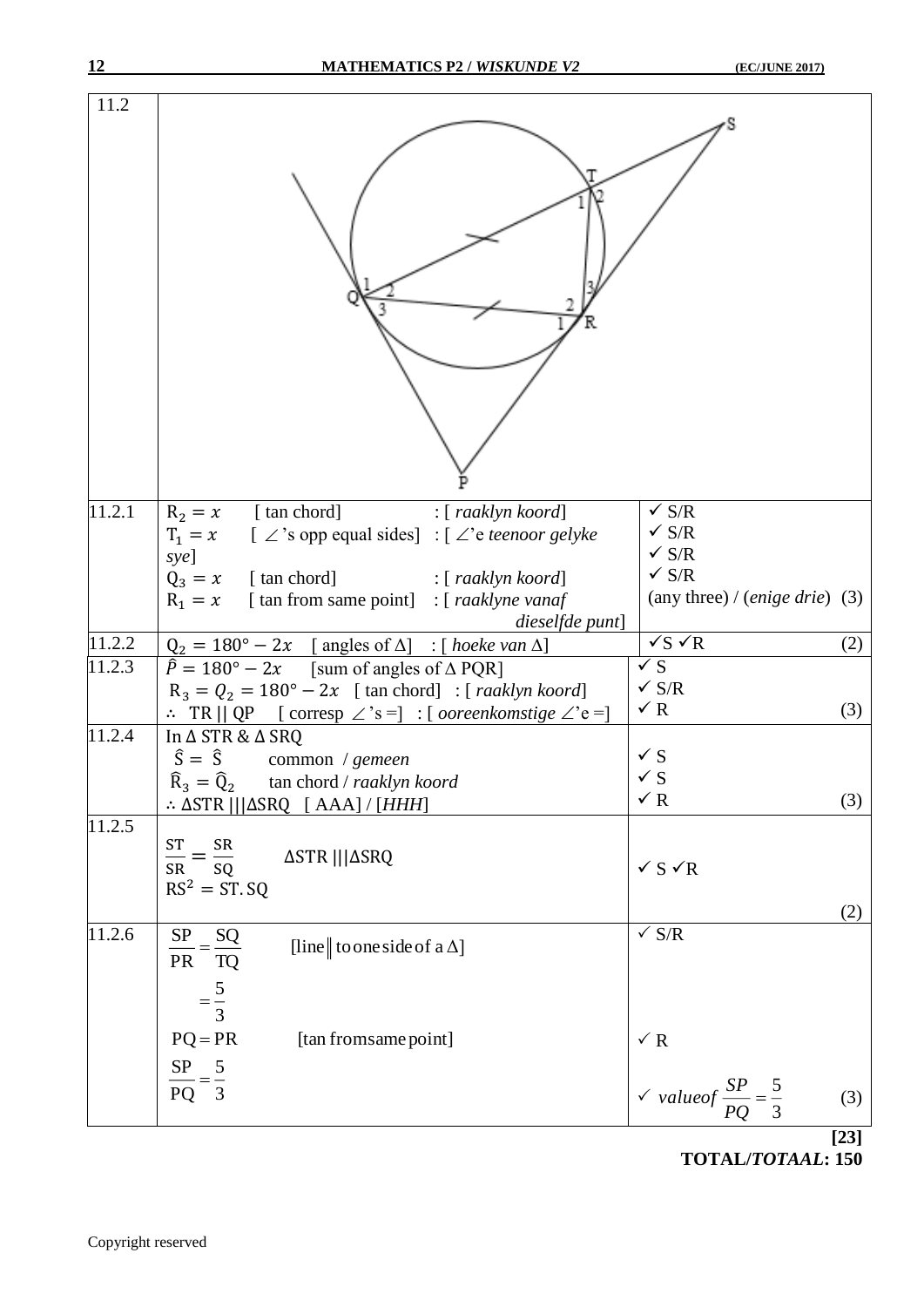| | | |
|---|---|---|
| 11.2 | S, T, Q, R, P (diagram labels); 1, 2 at T; 1, 2, 3 at Q; 1, 2, 3 at R | |
| 11.2.1 | $R_2 = x$ [ tan chord] : [ *raaklyn koord*]<br>$T_1 = x$ [ ∠'s opp equal sides] : [ ∠'e *teenoor gelyke sye*]<br>$Q_3 = x$ [ tan chord] : [ *raaklyn koord*]<br>$R_1 = x$ [ tan from same point] : [ *raaklyne vanaf dieselfde punt*] | ✓ S/R<br>✓ S/R<br>✓ S/R<br>✓ S/R<br>(any three) / (*enige drie*) (3) |
| 11.2.2 | $Q_2 = 180° - 2x$ [ angles of Δ] : [ *hoeke van* Δ] | ✓S ✓R (2) |
| 11.2.3 | $\hat{P} = 180° - 2x$ [sum of angles of Δ PQR]<br>$R_3 = Q_2 = 180° - 2x$ [ tan chord] : [ *raaklyn koord*]<br>∴ TR ǁ QP [ corresp ∠'s =] : [ *ooreenkomstige* ∠'e =] | ✓ S<br>✓ S/R<br>✓ R (3) |
| 11.2.4 | In Δ STR & Δ SRQ<br>$\hat{S} = \hat{S}$ common / *gemeen*<br>$\hat{R}_3 = \hat{Q}_2$ tan chord / *raaklyn koord*<br>∴ ΔSTR \|\|\|ΔSRQ [ AAA] / [*HHH*] | ✓ S<br>✓ S<br>✓ R (3) |
| 11.2.5 | $\frac{ST}{SR} = \frac{SR}{SQ}$ ΔSTR \|\|\|ΔSRQ<br>$RS^2 = ST.SQ$ | ✓ S ✓R (2) |
| 11.2.6 | $\frac{SP}{PR} = \frac{SQ}{TQ}$ [line ǁ to one side of a Δ]<br>$= \frac{5}{3}$<br>$PQ = PR$ [tan from same point]<br>$\frac{SP}{PQ} = \frac{5}{3}$ | ✓ S/R<br>✓ R<br>✓ value of $\frac{SP}{PQ} = \frac{5}{3}$ (3) |

**[23]**

**TOTAL/*TOTAAL*: 150**